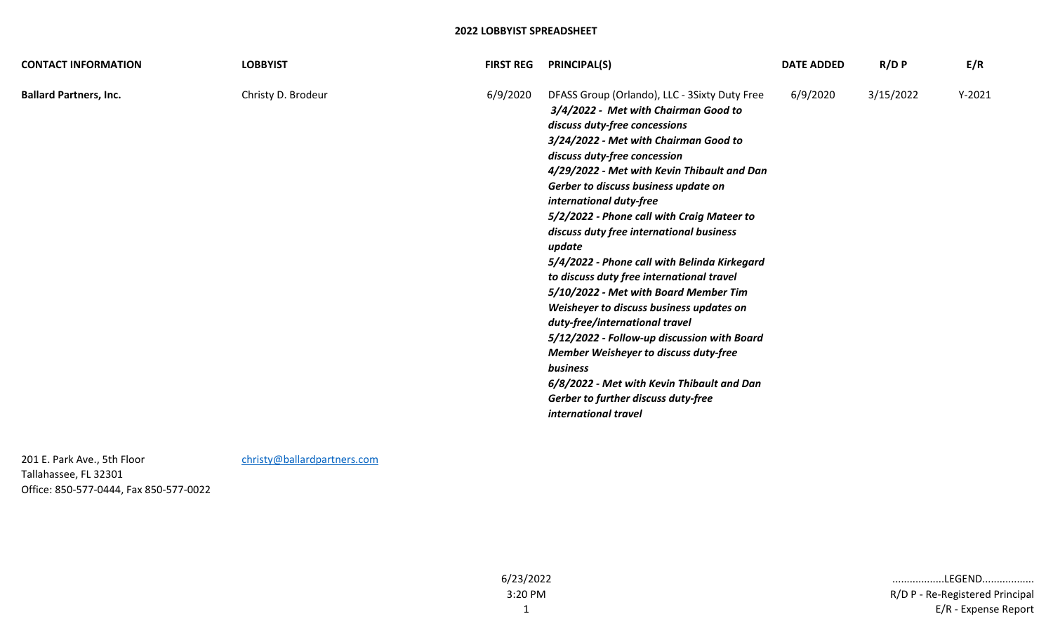# 2022 LOBBYIST SPREADSHEET

| CONTACT INFORMATION | LOBBYIST | FIRST REG | PRINCIPAL(S) | DATE ADDED | R/D P | E/R |
|---|---|---|---|---|---|---|
| **Ballard Partners, Inc.** | Christy D. Brodeur | 6/9/2020 | DFASS Group (Orlando), LLC - 3Sixty Duty Free<br>***3/4/2022 - Met with Chairman Good to discuss duty-free concessions***<br>***3/24/2022 - Met with Chairman Good to discuss duty-free concession***<br>***4/29/2022 - Met with Kevin Thibault and Dan Gerber to discuss business update on international duty-free***<br>***5/2/2022 - Phone call with Craig Mateer to discuss duty free international business update***<br>***5/4/2022 - Phone call with Belinda Kirkegard to discuss duty free international travel***<br>***5/10/2022 - Met with Board Member Tim Weisheyer to discuss business updates on duty-free/international travel***<br>***5/12/2022 - Follow-up discussion with Board Member Weisheyer to discuss duty-free business***<br>***6/8/2022 - Met with Kevin Thibault and Dan Gerber to further discuss duty-free international travel*** | 6/9/2020 | 3/15/2022 | Y-2021 |
| 201 E. Park Ave., 5th Floor<br>Tallahassee, FL 32301<br>Office: 850-577-0444, Fax 850-577-0022 | christy@ballardpartners.com | | | | | |

6/23/2022
3:20 PM

.................LEGEND.................
R/D P - Re-Registered Principal
E/R - Expense Report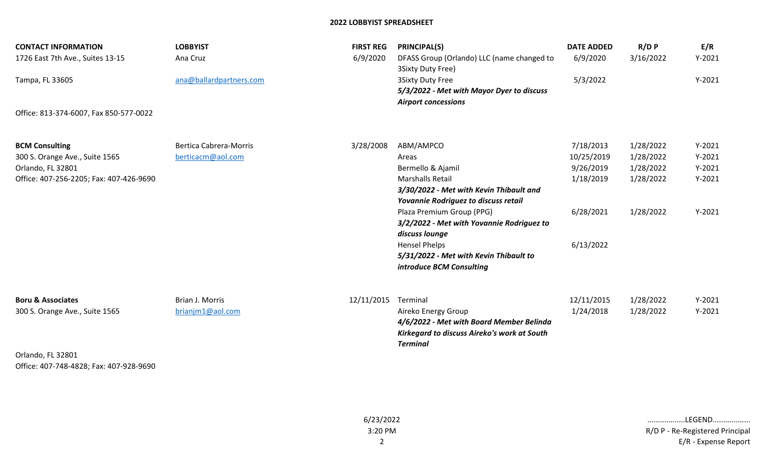**2022 LOBBYIST SPREADSHEET**

| CONTACT INFORMATION | LOBBYIST | FIRST REG | PRINCIPAL(S) | DATE ADDED | R/D P | E/R |
|---|---|---|---|---|---|---|
| 1726 East 7th Ave., Suites 13-15 | Ana Cruz | 6/9/2020 | DFASS Group (Orlando) LLC (name changed to 3Sixty Duty Free) | 6/9/2020 | 3/16/2022 | Y-2021 |
| Tampa, FL 33605 | ana@ballardpartners.com | | 3Sixty Duty Free | 5/3/2022 | | Y-2021 |
| | | | ***5/3/2022 - Met with Mayor Dyer to discuss Airport concessions*** | | | |
| Office: 813-374-6007, Fax 850-577-0022 | | | | | | |
| **BCM Consulting** | Bertica Cabrera-Morris | 3/28/2008 | ABM/AMPCO | 7/18/2013 | 1/28/2022 | Y-2021 |
| 300 S. Orange Ave., Suite 1565 | berticacm@aol.com | | Areas | 10/25/2019 | 1/28/2022 | Y-2021 |
| Orlando, FL 32801 | | | Bermello & Ajamil | 9/26/2019 | 1/28/2022 | Y-2021 |
| Office: 407-256-2205; Fax: 407-426-9690 | | | Marshalls Retail | 1/18/2019 | 1/28/2022 | Y-2021 |
| | | | ***3/30/2022 - Met with Kevin Thibault and Yovannie Rodriguez to discuss retail*** | | | |
| | | | Plaza Premium Group (PPG) | 6/28/2021 | 1/28/2022 | Y-2021 |
| | | | ***3/2/2022 - Met with Yovannie Rodriguez to discuss lounge*** | | | |
| | | | Hensel Phelps | 6/13/2022 | | |
| | | | ***5/31/2022 - Met with Kevin Thibault to introduce BCM Consulting*** | | | |
| **Boru & Associates** | Brian J. Morris | 12/11/2015 | Terminal | 12/11/2015 | 1/28/2022 | Y-2021 |
| 300 S. Orange Ave., Suite 1565 | brianjm1@aol.com | | Aireko Energy Group | 1/24/2018 | 1/28/2022 | Y-2021 |
| | | | ***4/6/2022 - Met with Board Member Belinda Kirkegard to discuss Aireko's work at South Terminal*** | | | |
| Orlando, FL 32801 | | | | | | |
| Office: 407-748-4828; Fax: 407-928-9690 | | | | | | |

6/23/2022
3:20 PM

.................LEGEND.................
R/D P - Re-Registered Principal
E/R - Expense Report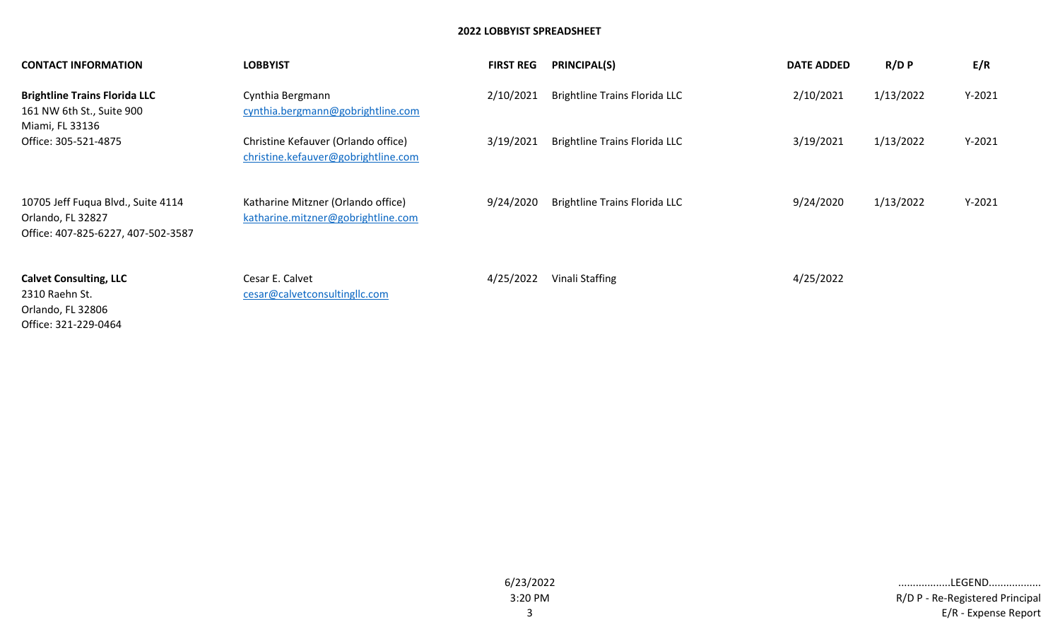**2022 LOBBYIST SPREADSHEET**

| CONTACT INFORMATION | LOBBYIST | FIRST REG | PRINCIPAL(S) | DATE ADDED | R/D P | E/R |
|---|---|---|---|---|---|---|
| **Brightline Trains Florida LLC**<br>161 NW 6th St., Suite 900<br>Miami, FL 33136<br>Office: 305-521-4875 | Cynthia Bergmann<br>cynthia.bergmann@gobrightline.com | 2/10/2021 | Brightline Trains Florida LLC | 2/10/2021 | 1/13/2022 | Y-2021 |
| | Christine Kefauver (Orlando office)<br>christine.kefauver@gobrightline.com | 3/19/2021 | Brightline Trains Florida LLC | 3/19/2021 | 1/13/2022 | Y-2021 |
| 10705 Jeff Fuqua Blvd., Suite 4114<br>Orlando, FL 32827<br>Office: 407-825-6227, 407-502-3587 | Katharine Mitzner (Orlando office)<br>katharine.mitzner@gobrightline.com | 9/24/2020 | Brightline Trains Florida LLC | 9/24/2020 | 1/13/2022 | Y-2021 |
| **Calvet Consulting, LLC**<br>2310 Raehn St.<br>Orlando, FL 32806<br>Office: 321-229-0464 | Cesar E. Calvet<br>cesar@calvetconsultingllc.com | 4/25/2022 | Vinali Staffing | 4/25/2022 | | |

6/23/2022
3:20 PM

.................LEGEND.................
R/D P - Re-Registered Principal
E/R - Expense Report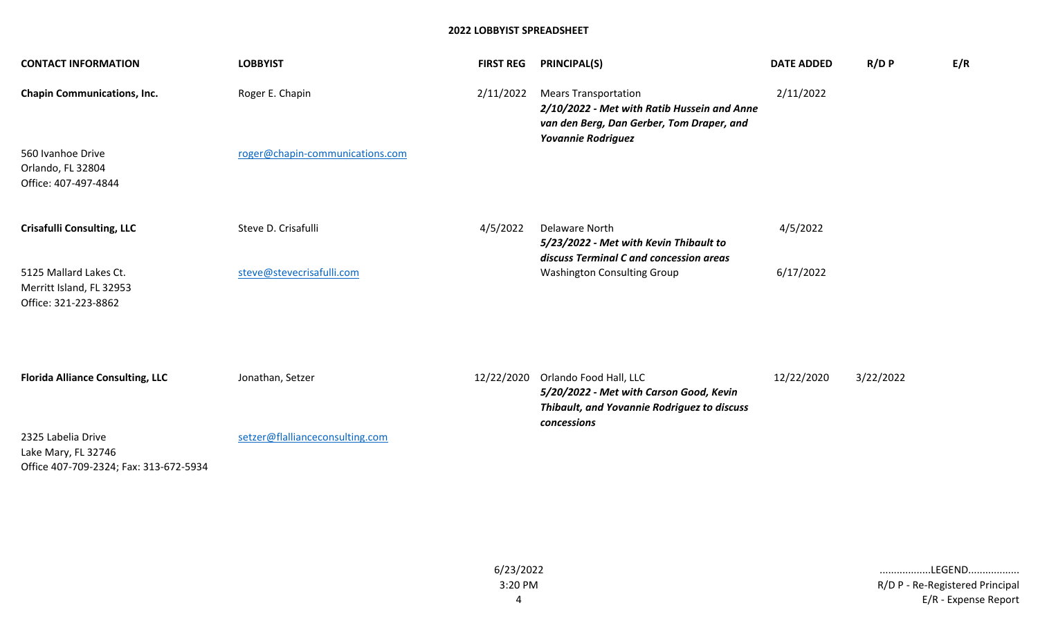# 2022 LOBBYIST SPREADSHEET

| CONTACT INFORMATION | LOBBYIST | FIRST REG | PRINCIPAL(S) | DATE ADDED | R/D P | E/R |
|---|---|---|---|---|---|---|
| **Chapin Communications, Inc.** | Roger E. Chapin | 2/11/2022 | Mears Transportation<br>***2/10/2022 - Met with Ratib Hussein and Anne van den Berg, Dan Gerber, Tom Draper, and Yovannie Rodriguez*** | 2/11/2022 | | |
| 560 Ivanhoe Drive<br>Orlando, FL 32804<br>Office: 407-497-4844 | roger@chapin-communications.com | | | | | |
| **Crisafulli Consulting, LLC** | Steve D. Crisafulli | 4/5/2022 | Delaware North<br>***5/23/2022 - Met with Kevin Thibault to discuss Terminal C and concession areas*** | 4/5/2022 | | |
| 5125 Mallard Lakes Ct.<br>Merritt Island, FL 32953<br>Office: 321-223-8862 | steve@stevecrisafulli.com | | Washington Consulting Group | 6/17/2022 | | |
| **Florida Alliance Consulting, LLC** | Jonathan, Setzer | 12/22/2020 | Orlando Food Hall, LLC<br>***5/20/2022 - Met with Carson Good, Kevin Thibault, and Yovannie Rodriguez to discuss concessions*** | 12/22/2020 | 3/22/2022 | |
| 2325 Labelia Drive<br>Lake Mary, FL 32746<br>Office 407-709-2324; Fax: 313-672-5934 | setzer@flallianceconsulting.com | | | | | |

6/23/2022
3:20 PM

.................LEGEND.................
R/D P - Re-Registered Principal
E/R - Expense Report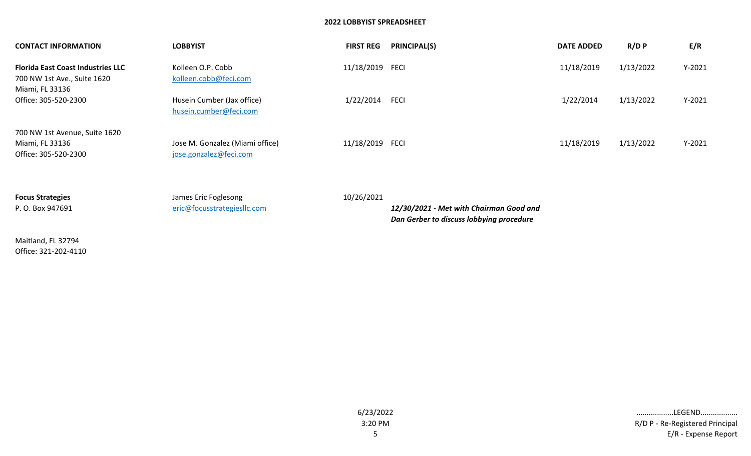## 2022 LOBBYIST SPREADSHEET

| CONTACT INFORMATION | LOBBYIST | FIRST REG | PRINCIPAL(S) | DATE ADDED | R/D P | E/R |
|---|---|---|---|---|---|---|
| **Florida East Coast Industries LLC**<br>700 NW 1st Ave., Suite 1620<br>Miami, FL 33136 | Kolleen O.P. Cobb<br>kolleen.cobb@feci.com | 11/18/2019 | FECI | 11/18/2019 | 1/13/2022 | Y-2021 |
| Office: 305-520-2300 | Husein Cumber (Jax office)<br>husein.cumber@feci.com | 1/22/2014 | FECI | 1/22/2014 | 1/13/2022 | Y-2021 |
| 700 NW 1st Avenue, Suite 1620<br>Miami, FL 33136<br>Office: 305-520-2300 | Jose M. Gonzalez (Miami office)<br>jose.gonzalez@feci.com | 11/18/2019 | FECI | 11/18/2019 | 1/13/2022 | Y-2021 |
| **Focus Strategies**<br>P. O. Box 947691<br><br>Maitland, FL 32794<br>Office: 321-202-4110 | James Eric Foglesong<br>eric@focusstrategiesllc.com | 10/26/2021 | ***12/30/2021 - Met with Chairman Good and Dan Gerber to discuss lobbying procedure*** | | | |

6/23/2022
3:20 PM

.................LEGEND.................
R/D P - Re-Registered Principal
E/R - Expense Report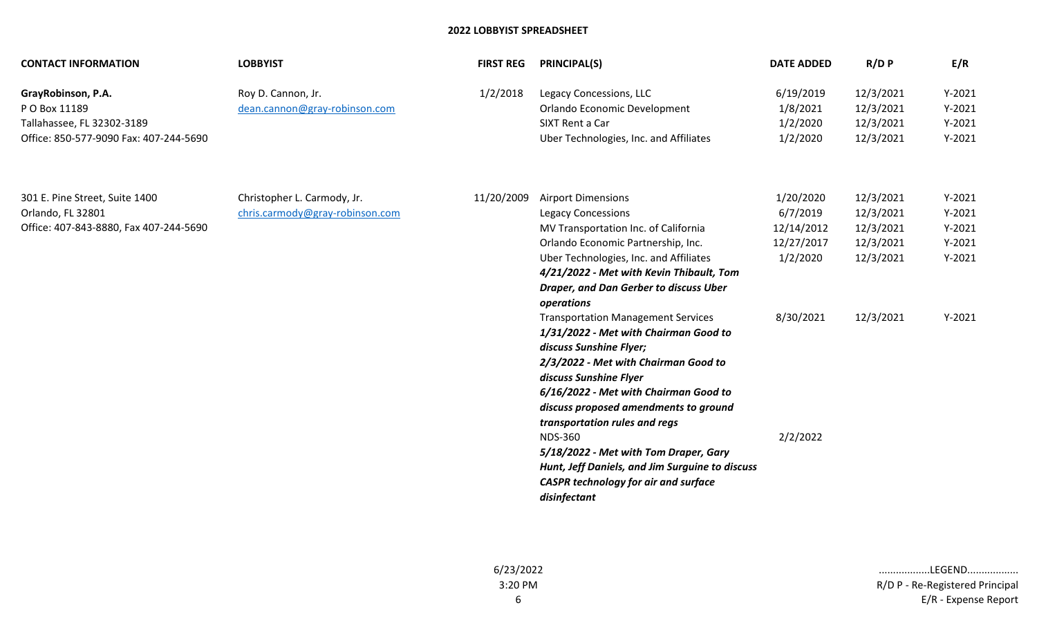## 2022 LOBBYIST SPREADSHEET

| CONTACT INFORMATION | LOBBYIST | FIRST REG | PRINCIPAL(S) | DATE ADDED | R/D P | E/R |
|---|---|---|---|---|---|---|
| **GrayRobinson, P.A.** | Roy D. Cannon, Jr. | 1/2/2018 | Legacy Concessions, LLC | 6/19/2019 | 12/3/2021 | Y-2021 |
| P O Box 11189 | dean.cannon@gray-robinson.com | | Orlando Economic Development | 1/8/2021 | 12/3/2021 | Y-2021 |
| Tallahassee, FL 32302-3189 | | | SIXT Rent a Car | 1/2/2020 | 12/3/2021 | Y-2021 |
| Office: 850-577-9090 Fax: 407-244-5690 | | | Uber Technologies, Inc. and Affiliates | 1/2/2020 | 12/3/2021 | Y-2021 |
| 301 E. Pine Street, Suite 1400 | Christopher L. Carmody, Jr. | 11/20/2009 | Airport Dimensions | 1/20/2020 | 12/3/2021 | Y-2021 |
| Orlando, FL 32801 | chris.carmody@gray-robinson.com | | Legacy Concessions | 6/7/2019 | 12/3/2021 | Y-2021 |
| Office: 407-843-8880, Fax 407-244-5690 | | | MV Transportation Inc. of California | 12/14/2012 | 12/3/2021 | Y-2021 |
| | | | Orlando Economic Partnership, Inc. | 12/27/2017 | 12/3/2021 | Y-2021 |
| | | | Uber Technologies, Inc. and Affiliates<br>***4/21/2022 - Met with Kevin Thibault, Tom Draper, and Dan Gerber to discuss Uber operations*** | 1/2/2020 | 12/3/2021 | Y-2021 |
| | | | Transportation Management Services<br>***1/31/2022 - Met with Chairman Good to discuss Sunshine Flyer;***<br>***2/3/2022 - Met with Chairman Good to discuss Sunshine Flyer***<br>***6/16/2022 - Met with Chairman Good to discuss proposed amendments to ground transportation rules and regs*** | 8/30/2021 | 12/3/2021 | Y-2021 |
| | | | NDS-360<br>***5/18/2022 - Met with Tom Draper, Gary Hunt, Jeff Daniels, and Jim Surguine to discuss CASPR technology for air and surface disinfectant*** | 2/2/2022 | | |

6/23/2022
3:20 PM

.................LEGEND.................
R/D P - Re-Registered Principal
E/R - Expense Report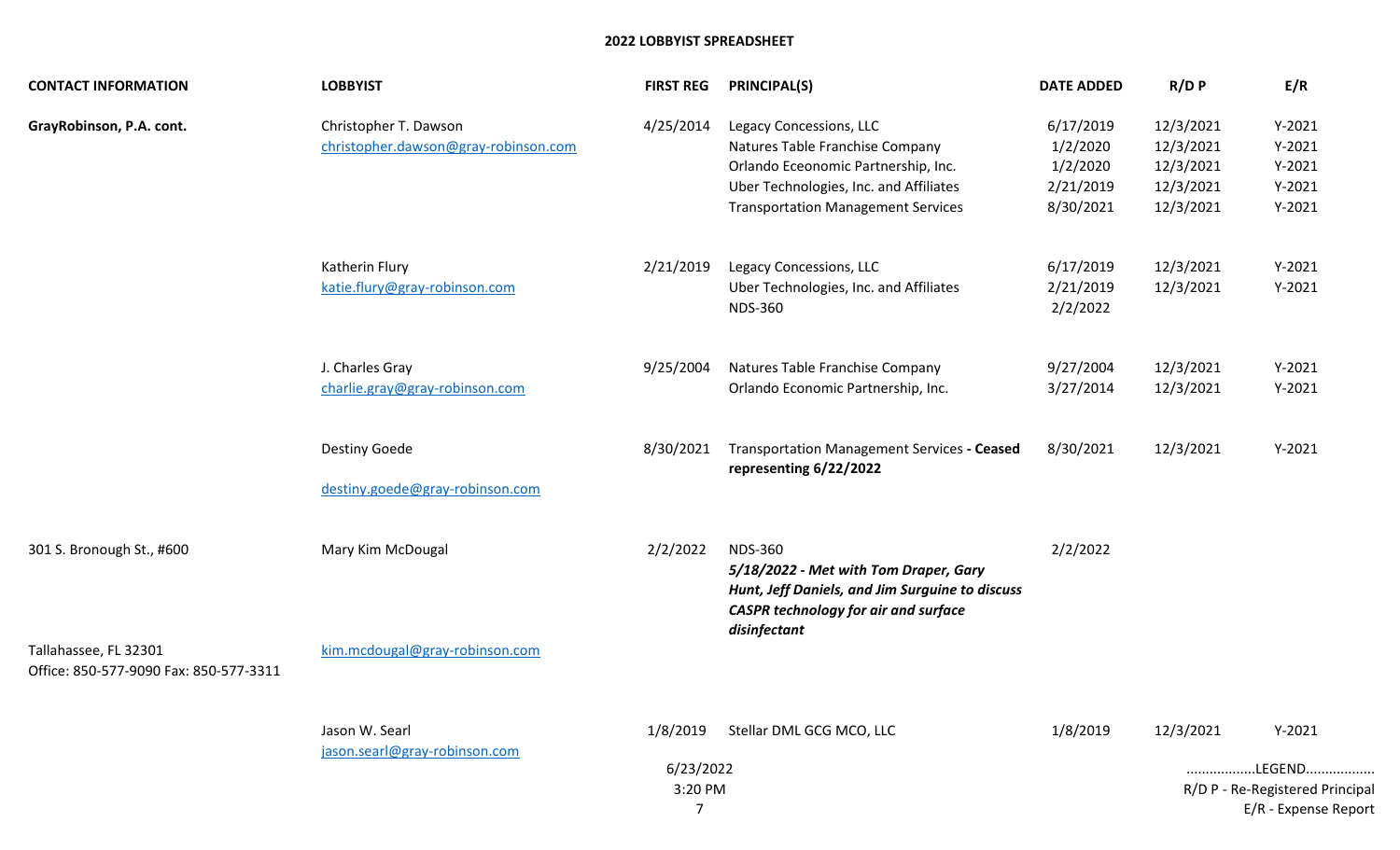## 2022 LOBBYIST SPREADSHEET

| CONTACT INFORMATION | LOBBYIST | FIRST REG | PRINCIPAL(S) | DATE ADDED | R/D P | E/R |
|---|---|---|---|---|---|---|
| **GrayRobinson, P.A. cont.** | Christopher T. Dawson<br>christopher.dawson@gray-robinson.com | 4/25/2014 | Legacy Concessions, LLC | 6/17/2019 | 12/3/2021 | Y-2021 |
| | | | Natures Table Franchise Company | 1/2/2020 | 12/3/2021 | Y-2021 |
| | | | Orlando Eceonomic Partnership, Inc. | 1/2/2020 | 12/3/2021 | Y-2021 |
| | | | Uber Technologies, Inc. and Affiliates | 2/21/2019 | 12/3/2021 | Y-2021 |
| | | | Transportation Management Services | 8/30/2021 | 12/3/2021 | Y-2021 |
| | Katherin Flury<br>katie.flury@gray-robinson.com | 2/21/2019 | Legacy Concessions, LLC | 6/17/2019 | 12/3/2021 | Y-2021 |
| | | | Uber Technologies, Inc. and Affiliates | 2/21/2019 | 12/3/2021 | Y-2021 |
| | | | NDS-360 | 2/2/2022 | | |
| | J. Charles Gray<br>charlie.gray@gray-robinson.com | 9/25/2004 | Natures Table Franchise Company | 9/27/2004 | 12/3/2021 | Y-2021 |
| | | | Orlando Economic Partnership, Inc. | 3/27/2014 | 12/3/2021 | Y-2021 |
| | Destiny Goede<br>destiny.goede@gray-robinson.com | 8/30/2021 | Transportation Management Services **- Ceased representing 6/22/2022** | 8/30/2021 | 12/3/2021 | Y-2021 |
| 301 S. Bronough St., #600<br>Tallahassee, FL 32301<br>Office: 850-577-9090 Fax: 850-577-3311 | Mary Kim McDougal<br>kim.mcdougal@gray-robinson.com | 2/2/2022 | NDS-360<br>***5/18/2022 - Met with Tom Draper, Gary Hunt, Jeff Daniels, and Jim Surguine to discuss CASPR technology for air and surface disinfectant*** | 2/2/2022 | | |
| | Jason W. Searl<br>jason.searl@gray-robinson.com | 1/8/2019 | Stellar DML GCG MCO, LLC | 1/8/2019 | 12/3/2021 | Y-2021 |

6/23/2022
3:20 PM

.................LEGEND.................
R/D P - Re-Registered Principal
E/R - Expense Report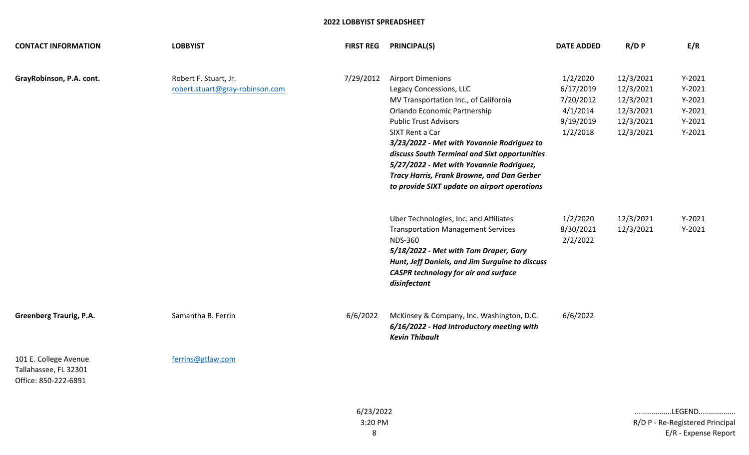## 2022 LOBBYIST SPREADSHEET

| CONTACT INFORMATION | LOBBYIST | FIRST REG | PRINCIPAL(S) | DATE ADDED | R/D P | E/R |
|---|---|---|---|---|---|---|
| **GrayRobinson, P.A. cont.** | Robert F. Stuart, Jr. | 7/29/2012 | Airport Dimenions | 1/2/2020 | 12/3/2021 | Y-2021 |
| | robert.stuart@gray-robinson.com | | Legacy Concessions, LLC | 6/17/2019 | 12/3/2021 | Y-2021 |
| | | | MV Transportation Inc., of California | 7/20/2012 | 12/3/2021 | Y-2021 |
| | | | Orlando Economic Partnership | 4/1/2014 | 12/3/2021 | Y-2021 |
| | | | Public Trust Advisors | 9/19/2019 | 12/3/2021 | Y-2021 |
| | | | SIXT Rent a Car | 1/2/2018 | 12/3/2021 | Y-2021 |
| | | | ***3/23/2022 - Met with Yovannie Rodriguez to discuss South Terminal and Sixt opportunities*** | | | |
| | | | ***5/27/2022 - Met with Yovannie Rodriguez, Tracy Harris, Frank Browne, and Dan Gerber to provide SIXT update on airport operations*** | | | |
| | | | Uber Technologies, Inc. and Affiliates | 1/2/2020 | 12/3/2021 | Y-2021 |
| | | | Transportation Management Services | 8/30/2021 | 12/3/2021 | Y-2021 |
| | | | NDS-360 | 2/2/2022 | | |
| | | | ***5/18/2022 - Met with Tom Draper, Gary Hunt, Jeff Daniels, and Jim Surguine to discuss CASPR technology for air and surface disinfectant*** | | | |
| **Greenberg Traurig, P.A.** | Samantha B. Ferrin | 6/6/2022 | McKinsey & Company, Inc. Washington, D.C. | 6/6/2022 | | |
| | | | ***6/16/2022 - Had introductory meeting with Kevin Thibault*** | | | |
| 101 E. College Avenue<br>Tallahassee, FL 32301<br>Office: 850-222-6891 | ferrins@gtlaw.com | | | | | |

6/23/2022
3:20 PM

.................LEGEND.................
R/D P - Re-Registered Principal
E/R - Expense Report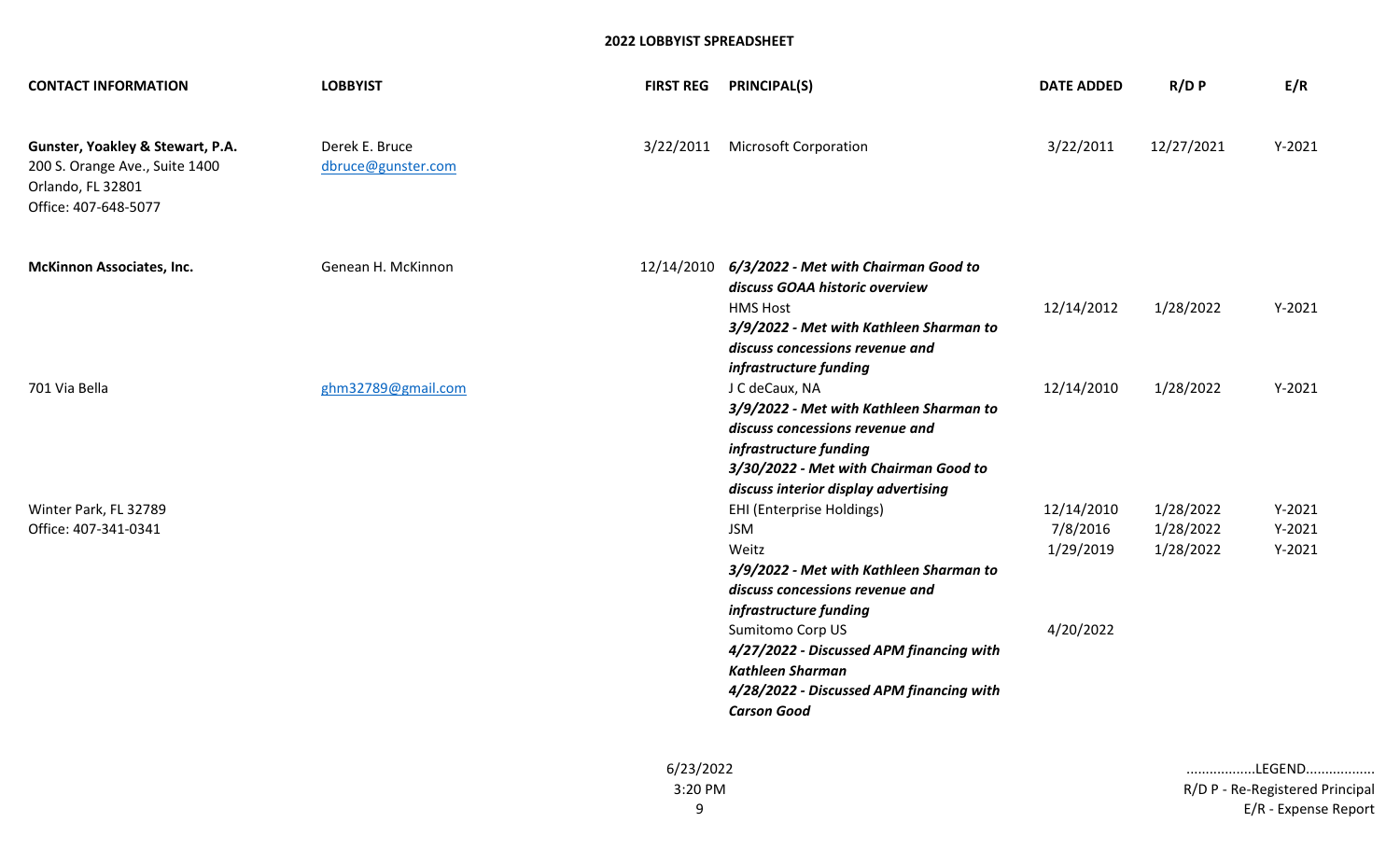**2022 LOBBYIST SPREADSHEET**

| CONTACT INFORMATION | LOBBYIST | FIRST REG | PRINCIPAL(S) | DATE ADDED | R/D P | E/R |
|---|---|---|---|---|---|---|
| **Gunster, Yoakley & Stewart, P.A.**<br>200 S. Orange Ave., Suite 1400<br>Orlando, FL 32801<br>Office: 407-648-5077 | Derek E. Bruce<br>dbruce@gunster.com | 3/22/2011 | Microsoft Corporation | 3/22/2011 | 12/27/2021 | Y-2021 |
| **McKinnon Associates, Inc.** | Genean H. McKinnon | 12/14/2010 | ***6/3/2022 - Met with Chairman Good to discuss GOAA historic overview*** | | | |
| | | | HMS Host | 12/14/2012 | 1/28/2022 | Y-2021 |
| | | | ***3/9/2022 - Met with Kathleen Sharman to discuss concessions revenue and infrastructure funding*** | | | |
| 701 Via Bella | ghm32789@gmail.com | | J C deCaux, NA | 12/14/2010 | 1/28/2022 | Y-2021 |
| | | | ***3/9/2022 - Met with Kathleen Sharman to discuss concessions revenue and infrastructure funding*** | | | |
| | | | ***3/30/2022 - Met with Chairman Good to discuss interior display advertising*** | | | |
| Winter Park, FL 32789 | | | EHI (Enterprise Holdings) | 12/14/2010 | 1/28/2022 | Y-2021 |
| Office: 407-341-0341 | | | JSM | 7/8/2016 | 1/28/2022 | Y-2021 |
| | | | Weitz | 1/29/2019 | 1/28/2022 | Y-2021 |
| | | | ***3/9/2022 - Met with Kathleen Sharman to discuss concessions revenue and infrastructure funding*** | | | |
| | | | Sumitomo Corp US | 4/20/2022 | | |
| | | | ***4/27/2022 - Discussed APM financing with Kathleen Sharman*** | | | |
| | | | ***4/28/2022 - Discussed APM financing with Carson Good*** | | | |

6/23/2022
3:20 PM

.................LEGEND.................
R/D P - Re-Registered Principal
E/R - Expense Report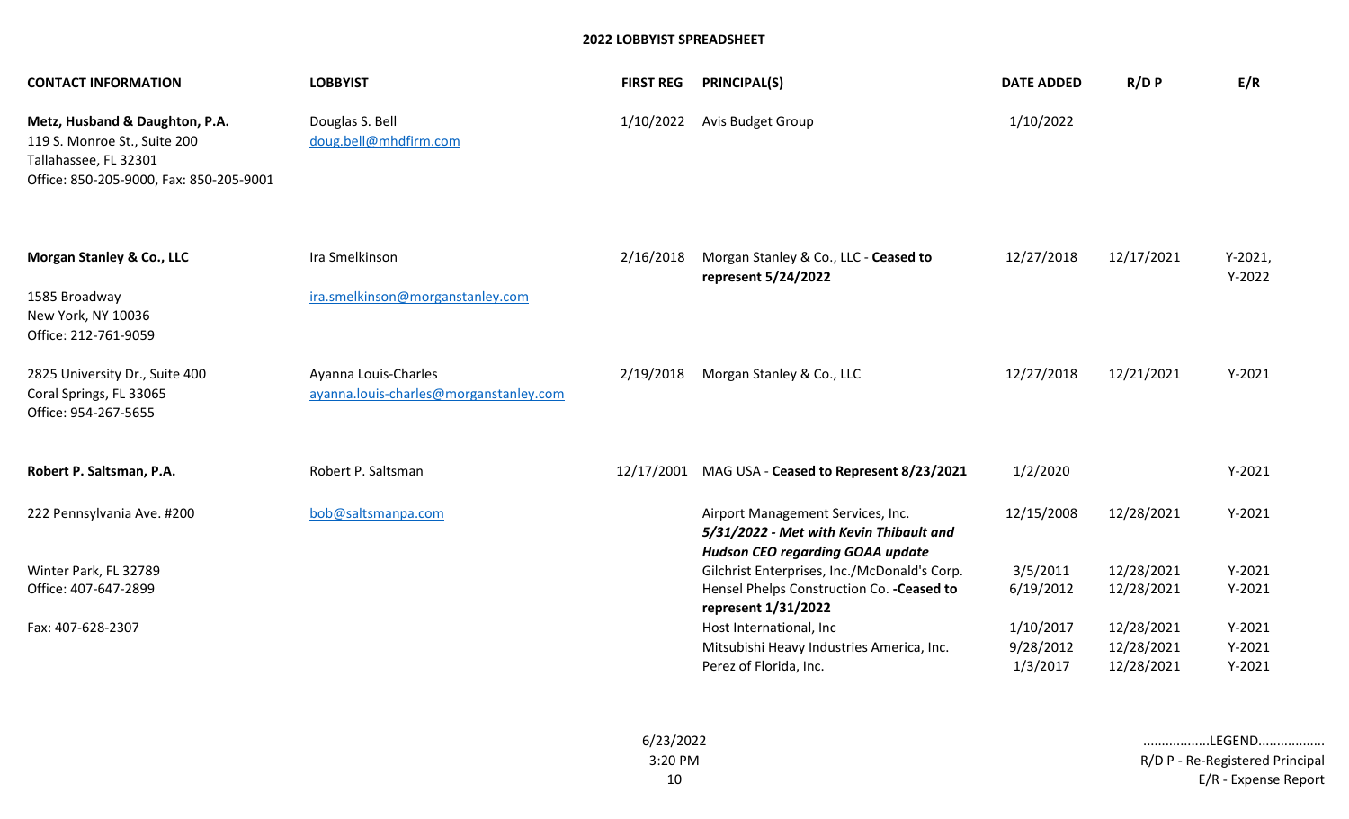## 2022 LOBBYIST SPREADSHEET

| CONTACT INFORMATION | LOBBYIST | FIRST REG | PRINCIPAL(S) | DATE ADDED | R/D P | E/R |
|---|---|---|---|---|---|---|
| **Metz, Husband & Daughton, P.A.**<br>119 S. Monroe St., Suite 200<br>Tallahassee, FL 32301<br>Office: 850-205-9000, Fax: 850-205-9001 | Douglas S. Bell<br>doug.bell@mhdfirm.com | 1/10/2022 | Avis Budget Group | 1/10/2022 | | |
| **Morgan Stanley & Co., LLC**<br>1585 Broadway<br>New York, NY 10036<br>Office: 212-761-9059 | Ira Smelkinson<br>ira.smelkinson@morganstanley.com | 2/16/2018 | Morgan Stanley & Co., LLC - **Ceased to represent 5/24/2022** | 12/27/2018 | 12/17/2021 | Y-2021, Y-2022 |
| 2825 University Dr., Suite 400<br>Coral Springs, FL 33065<br>Office: 954-267-5655 | Ayanna Louis-Charles<br>ayanna.louis-charles@morganstanley.com | 2/19/2018 | Morgan Stanley & Co., LLC | 12/27/2018 | 12/21/2021 | Y-2021 |
| **Robert P. Saltsman, P.A.** | Robert P. Saltsman | 12/17/2001 | MAG USA - **Ceased to Represent 8/23/2021** | 1/2/2020 | | Y-2021 |
| 222 Pennsylvania Ave. #200 | bob@saltsmanpa.com | | Airport Management Services, Inc. ***5/31/2022 - Met with Kevin Thibault and Hudson CEO regarding GOAA update*** | 12/15/2008 | 12/28/2021 | Y-2021 |
| Winter Park, FL 32789<br>Office: 407-647-2899 | | | Gilchrist Enterprises, Inc./McDonald's Corp. | 3/5/2011 | 12/28/2021 | Y-2021 |
| | | | Hensel Phelps Construction Co. **-Ceased to represent 1/31/2022** | 6/19/2012 | 12/28/2021 | Y-2021 |
| Fax: 407-628-2307 | | | Host International, Inc | 1/10/2017 | 12/28/2021 | Y-2021 |
| | | | Mitsubishi Heavy Industries America, Inc. | 9/28/2012 | 12/28/2021 | Y-2021 |
| | | | Perez of Florida, Inc. | 1/3/2017 | 12/28/2021 | Y-2021 |

6/23/2022
3:20 PM

.................LEGEND.................
R/D P - Re-Registered Principal
E/R - Expense Report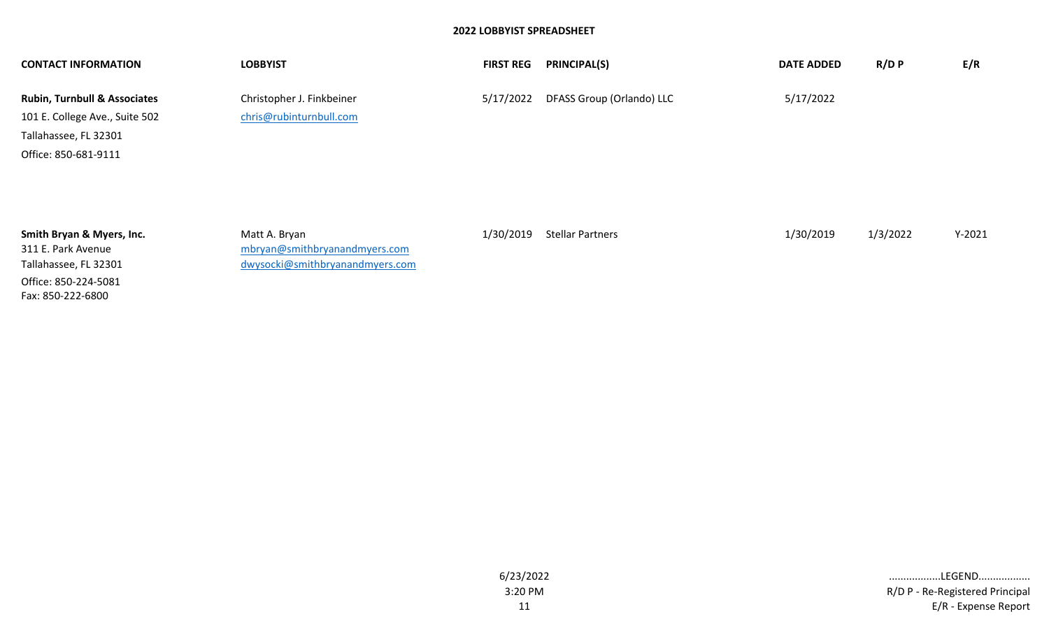**2022 LOBBYIST SPREADSHEET**

| CONTACT INFORMATION | LOBBYIST | FIRST REG | PRINCIPAL(S) | DATE ADDED | R/D P | E/R |
|---|---|---|---|---|---|---|
| **Rubin, Turnbull & Associates**<br>101 E. College Ave., Suite 502<br>Tallahassee, FL 32301<br>Office: 850-681-9111 | Christopher J. Finkbeiner<br>chris@rubinturnbull.com | 5/17/2022 | DFASS Group (Orlando) LLC | 5/17/2022 | | |
| **Smith Bryan & Myers, Inc.**<br>311 E. Park Avenue<br>Tallahassee, FL 32301<br>Office: 850-224-5081<br>Fax: 850-222-6800 | Matt A. Bryan<br>mbryan@smithbryanandmyers.com<br>dwysocki@smithbryanandmyers.com | 1/30/2019 | Stellar Partners | 1/30/2019 | 1/3/2022 | Y-2021 |

6/23/2022
3:20 PM

.................LEGEND.................
R/D P - Re-Registered Principal
E/R - Expense Report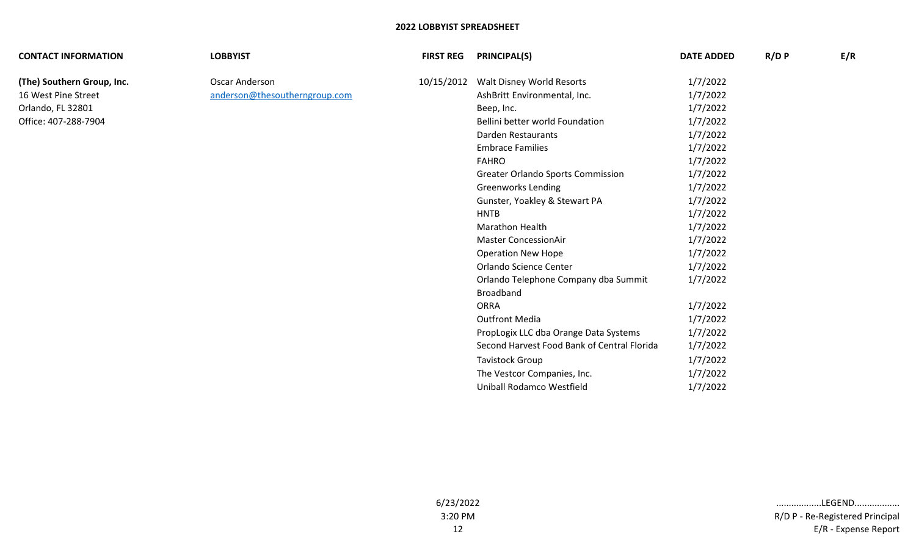## 2022 LOBBYIST SPREADSHEET

| CONTACT INFORMATION | LOBBYIST | FIRST REG | PRINCIPAL(S) | DATE ADDED | R/D P | E/R |
|---|---|---|---|---|---|---|
| **(The) Southern Group, Inc.** | Oscar Anderson | 10/15/2012 | Walt Disney World Resorts | 1/7/2022 | | |
| 16 West Pine Street | anderson@thesoutherngroup.com | | AshBritt Environmental, Inc. | 1/7/2022 | | |
| Orlando, FL 32801 | | | Beep, Inc. | 1/7/2022 | | |
| Office: 407-288-7904 | | | Bellini better world Foundation | 1/7/2022 | | |
| | | | Darden Restaurants | 1/7/2022 | | |
| | | | Embrace Families | 1/7/2022 | | |
| | | | FAHRO | 1/7/2022 | | |
| | | | Greater Orlando Sports Commission | 1/7/2022 | | |
| | | | Greenworks Lending | 1/7/2022 | | |
| | | | Gunster, Yoakley & Stewart PA | 1/7/2022 | | |
| | | | HNTB | 1/7/2022 | | |
| | | | Marathon Health | 1/7/2022 | | |
| | | | Master ConcessionAir | 1/7/2022 | | |
| | | | Operation New Hope | 1/7/2022 | | |
| | | | Orlando Science Center | 1/7/2022 | | |
| | | | Orlando Telephone Company dba Summit Broadband | 1/7/2022 | | |
| | | | ORRA | 1/7/2022 | | |
| | | | Outfront Media | 1/7/2022 | | |
| | | | PropLogix LLC dba Orange Data Systems | 1/7/2022 | | |
| | | | Second Harvest Food Bank of Central Florida | 1/7/2022 | | |
| | | | Tavistock Group | 1/7/2022 | | |
| | | | The Vestcor Companies, Inc. | 1/7/2022 | | |
| | | | Uniball Rodamco Westfield | 1/7/2022 | | |

6/23/2022
3:20 PM

.................LEGEND.................
R/D P - Re-Registered Principal
E/R - Expense Report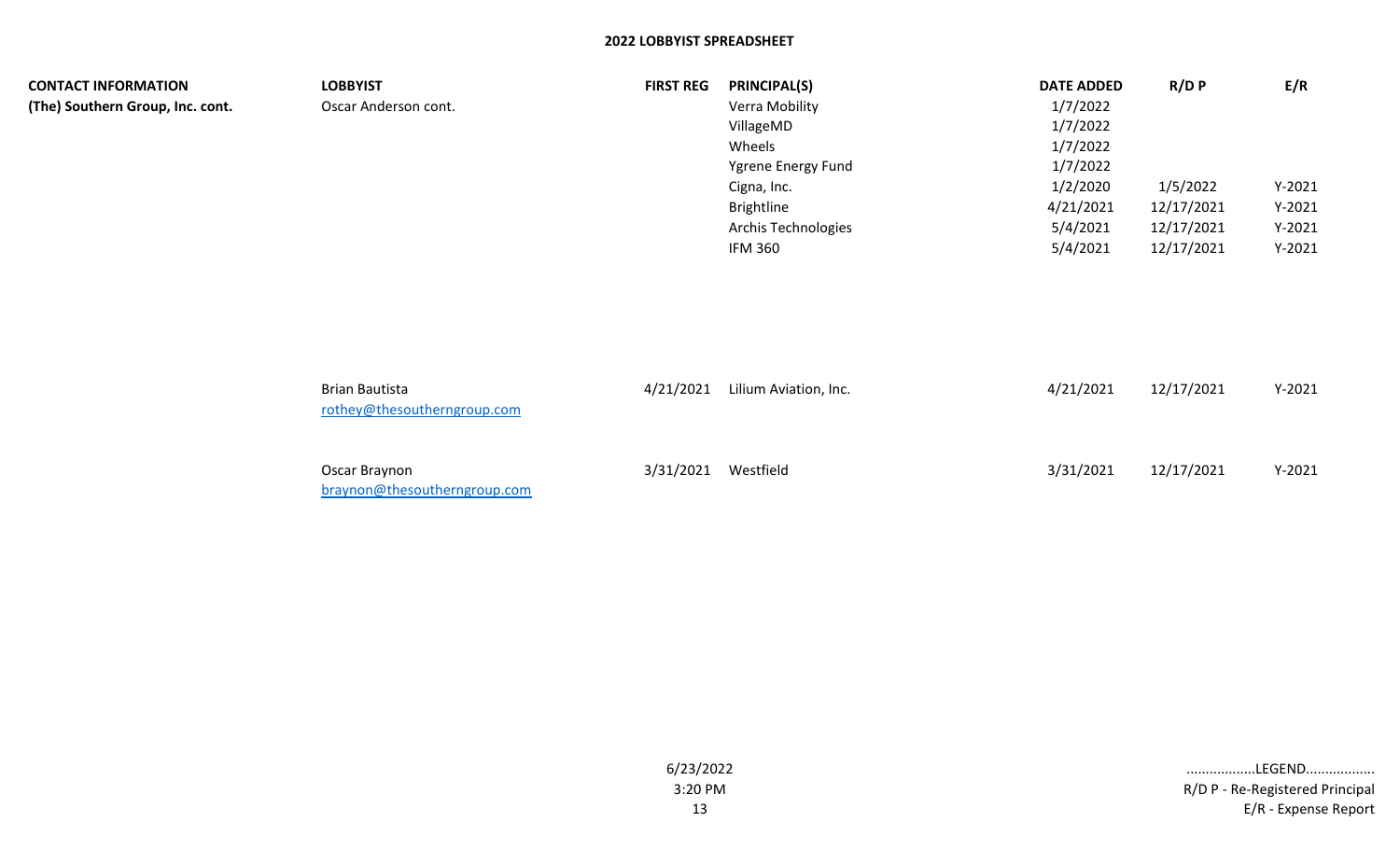# 2022 LOBBYIST SPREADSHEET

| CONTACT INFORMATION | LOBBYIST | FIRST REG | PRINCIPAL(S) | DATE ADDED | R/D P | E/R |
|---|---|---|---|---|---|---|
| **(The) Southern Group, Inc. cont.** | Oscar Anderson cont. | | Verra Mobility | 1/7/2022 | | |
| | | | VillageMD | 1/7/2022 | | |
| | | | Wheels | 1/7/2022 | | |
| | | | Ygrene Energy Fund | 1/7/2022 | | |
| | | | Cigna, Inc. | 1/2/2020 | 1/5/2022 | Y-2021 |
| | | | Brightline | 4/21/2021 | 12/17/2021 | Y-2021 |
| | | | Archis Technologies | 5/4/2021 | 12/17/2021 | Y-2021 |
| | | | IFM 360 | 5/4/2021 | 12/17/2021 | Y-2021 |
| | Brian Bautista<br>rothey@thesoutherngroup.com | 4/21/2021 | Lilium Aviation, Inc. | 4/21/2021 | 12/17/2021 | Y-2021 |
| | Oscar Braynon<br>braynon@thesoutherngroup.com | 3/31/2021 | Westfield | 3/31/2021 | 12/17/2021 | Y-2021 |

6/23/2022
3:20 PM

.................LEGEND.................
R/D P - Re-Registered Principal
E/R - Expense Report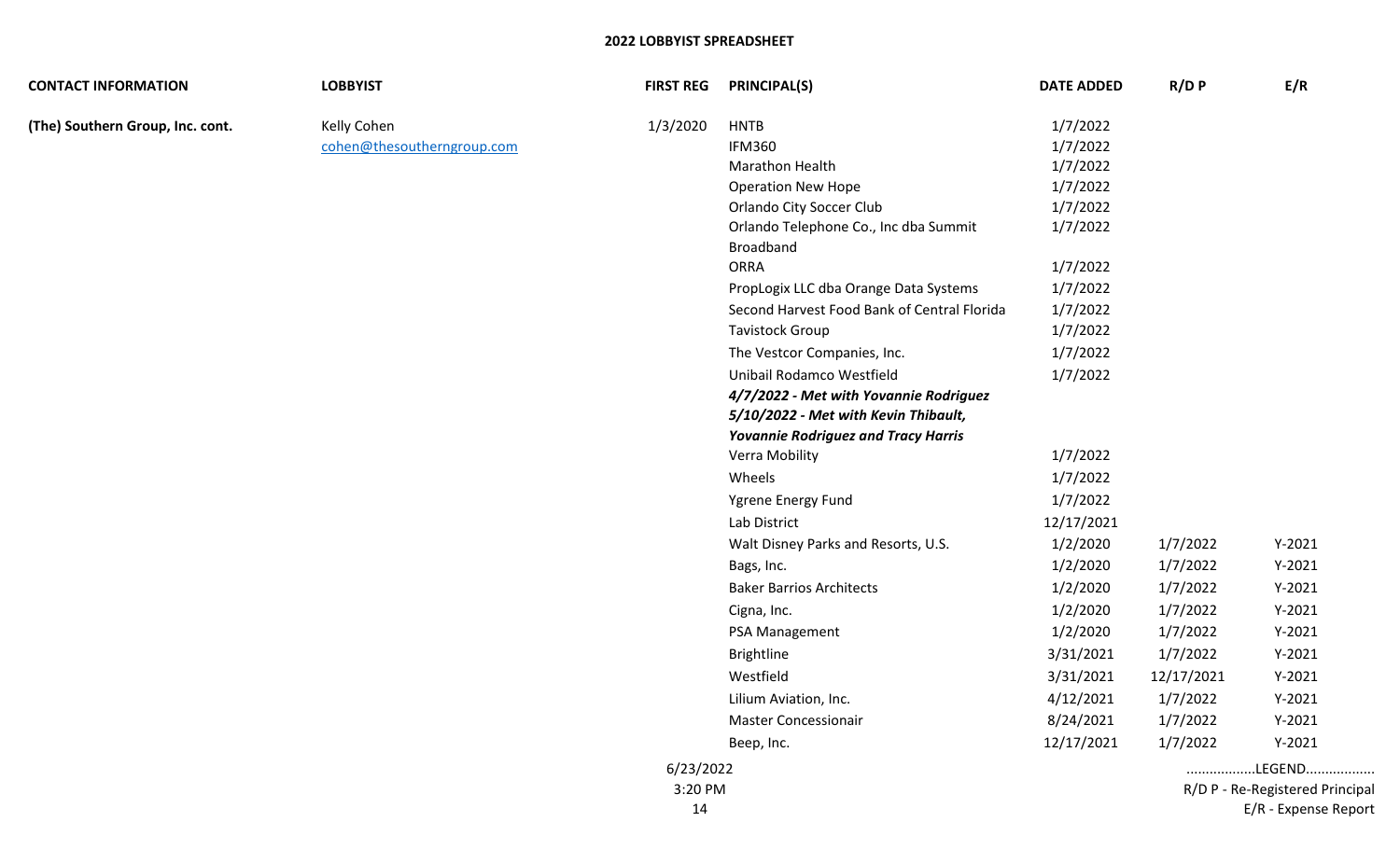# 2022 LOBBYIST SPREADSHEET

| CONTACT INFORMATION | LOBBYIST | FIRST REG | PRINCIPAL(S) | DATE ADDED | R/D P | E/R |
|---|---|---|---|---|---|---|
| **(The) Southern Group, Inc. cont.** | Kelly Cohen<br>cohen@thesoutherngroup.com | 1/3/2020 | HNTB | 1/7/2022 | | |
| | | | IFM360 | 1/7/2022 | | |
| | | | Marathon Health | 1/7/2022 | | |
| | | | Operation New Hope | 1/7/2022 | | |
| | | | Orlando City Soccer Club | 1/7/2022 | | |
| | | | Orlando Telephone Co., Inc dba Summit Broadband | 1/7/2022 | | |
| | | | ORRA | 1/7/2022 | | |
| | | | PropLogix LLC dba Orange Data Systems | 1/7/2022 | | |
| | | | Second Harvest Food Bank of Central Florida | 1/7/2022 | | |
| | | | Tavistock Group | 1/7/2022 | | |
| | | | The Vestcor Companies, Inc. | 1/7/2022 | | |
| | | | Unibail Rodamco Westfield<br>***4/7/2022 - Met with Yovannie Rodriguez***<br>***5/10/2022 - Met with Kevin Thibault, Yovannie Rodriguez and Tracy Harris*** | 1/7/2022 | | |
| | | | Verra Mobility | 1/7/2022 | | |
| | | | Wheels | 1/7/2022 | | |
| | | | Ygrene Energy Fund | 1/7/2022 | | |
| | | | Lab District | 12/17/2021 | | |
| | | | Walt Disney Parks and Resorts, U.S. | 1/2/2020 | 1/7/2022 | Y-2021 |
| | | | Bags, Inc. | 1/2/2020 | 1/7/2022 | Y-2021 |
| | | | Baker Barrios Architects | 1/2/2020 | 1/7/2022 | Y-2021 |
| | | | Cigna, Inc. | 1/2/2020 | 1/7/2022 | Y-2021 |
| | | | PSA Management | 1/2/2020 | 1/7/2022 | Y-2021 |
| | | | Brightline | 3/31/2021 | 1/7/2022 | Y-2021 |
| | | | Westfield | 3/31/2021 | 12/17/2021 | Y-2021 |
| | | | Lilium Aviation, Inc. | 4/12/2021 | 1/7/2022 | Y-2021 |
| | | | Master Concessionair | 8/24/2021 | 1/7/2022 | Y-2021 |
| | | | Beep, Inc. | 12/17/2021 | 1/7/2022 | Y-2021 |

6/23/2022
3:20 PM

.................LEGEND.................
R/D P - Re-Registered Principal
E/R - Expense Report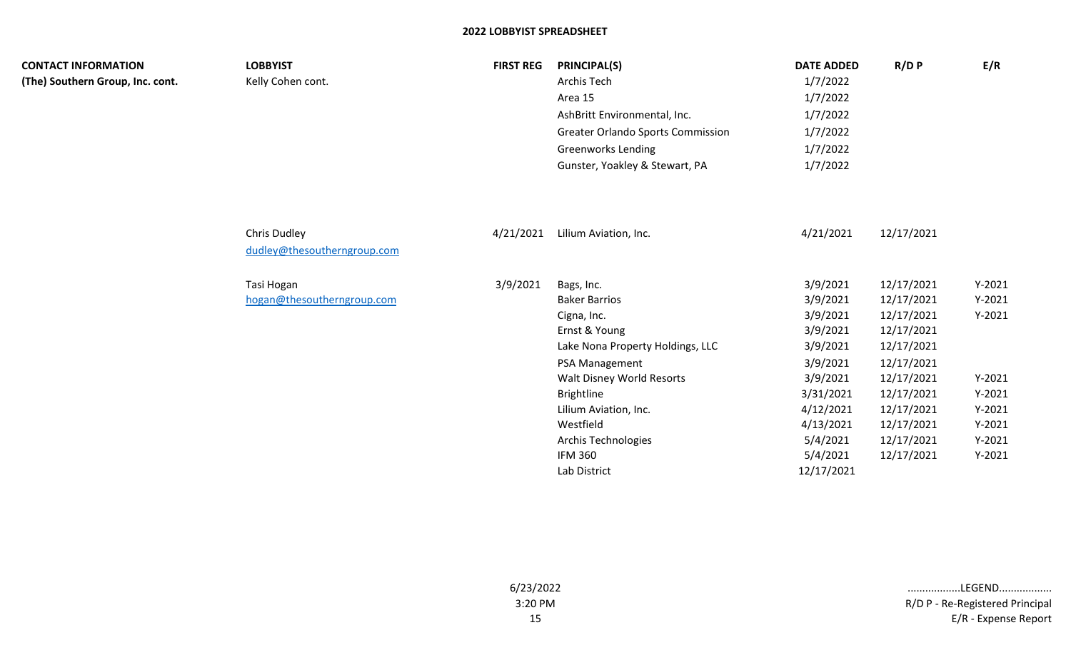## 2022 LOBBYIST SPREADSHEET

| CONTACT INFORMATION | LOBBYIST | FIRST REG | PRINCIPAL(S) | DATE ADDED | R/D P | E/R |
|---|---|---|---|---|---|---|
| **(The) Southern Group, Inc. cont.** | Kelly Cohen cont. | | Archis Tech | 1/7/2022 | | |
| | | | Area 15 | 1/7/2022 | | |
| | | | AshBritt Environmental, Inc. | 1/7/2022 | | |
| | | | Greater Orlando Sports Commission | 1/7/2022 | | |
| | | | Greenworks Lending | 1/7/2022 | | |
| | | | Gunster, Yoakley & Stewart, PA | 1/7/2022 | | |
| | Chris Dudley<br>dudley@thesoutherngroup.com | 4/21/2021 | Lilium Aviation, Inc. | 4/21/2021 | 12/17/2021 | |
| | Tasi Hogan<br>hogan@thesoutherngroup.com | 3/9/2021 | Bags, Inc. | 3/9/2021 | 12/17/2021 | Y-2021 |
| | | | Baker Barrios | 3/9/2021 | 12/17/2021 | Y-2021 |
| | | | Cigna, Inc. | 3/9/2021 | 12/17/2021 | Y-2021 |
| | | | Ernst & Young | 3/9/2021 | 12/17/2021 | |
| | | | Lake Nona Property Holdings, LLC | 3/9/2021 | 12/17/2021 | |
| | | | PSA Management | 3/9/2021 | 12/17/2021 | |
| | | | Walt Disney World Resorts | 3/9/2021 | 12/17/2021 | Y-2021 |
| | | | Brightline | 3/31/2021 | 12/17/2021 | Y-2021 |
| | | | Lilium Aviation, Inc. | 4/12/2021 | 12/17/2021 | Y-2021 |
| | | | Westfield | 4/13/2021 | 12/17/2021 | Y-2021 |
| | | | Archis Technologies | 5/4/2021 | 12/17/2021 | Y-2021 |
| | | | IFM 360 | 5/4/2021 | 12/17/2021 | Y-2021 |
| | | | Lab District | 12/17/2021 | | |

6/23/2022
3:20 PM

.................LEGEND.................
R/D P - Re-Registered Principal
E/R - Expense Report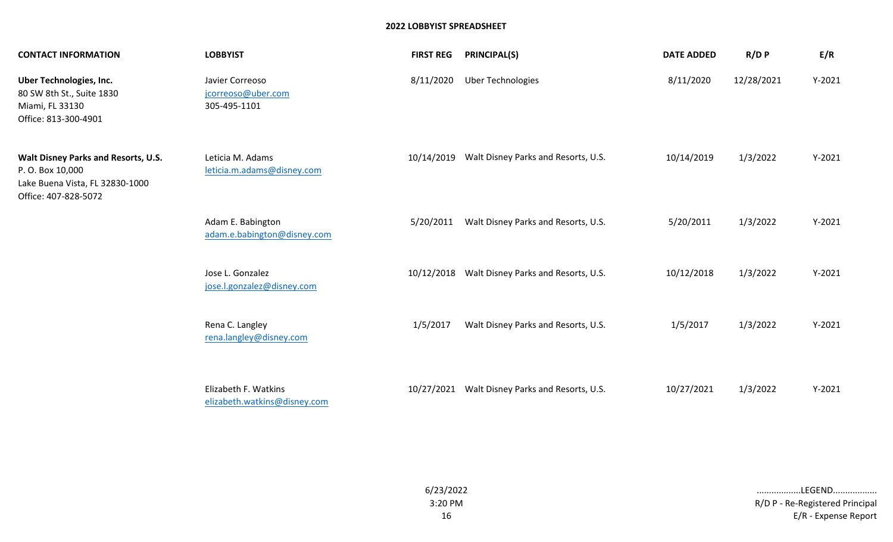# 2022 LOBBYIST SPREADSHEET

| CONTACT INFORMATION | LOBBYIST | FIRST REG | PRINCIPAL(S) | DATE ADDED | R/D P | E/R |
|---|---|---|---|---|---|---|
| **Uber Technologies, Inc.**<br>80 SW 8th St., Suite 1830<br>Miami, FL 33130<br>Office: 813-300-4901 | Javier Correoso<br>jcorreoso@uber.com<br>305-495-1101 | 8/11/2020 | Uber Technologies | 8/11/2020 | 12/28/2021 | Y-2021 |
| **Walt Disney Parks and Resorts, U.S.**<br>P. O. Box 10,000<br>Lake Buena Vista, FL 32830-1000<br>Office: 407-828-5072 | Leticia M. Adams<br>leticia.m.adams@disney.com | 10/14/2019 | Walt Disney Parks and Resorts, U.S. | 10/14/2019 | 1/3/2022 | Y-2021 |
| | Adam E. Babington<br>adam.e.babington@disney.com | 5/20/2011 | Walt Disney Parks and Resorts, U.S. | 5/20/2011 | 1/3/2022 | Y-2021 |
| | Jose L. Gonzalez<br>jose.l.gonzalez@disney.com | 10/12/2018 | Walt Disney Parks and Resorts, U.S. | 10/12/2018 | 1/3/2022 | Y-2021 |
| | Rena C. Langley<br>rena.langley@disney.com | 1/5/2017 | Walt Disney Parks and Resorts, U.S. | 1/5/2017 | 1/3/2022 | Y-2021 |
| | Elizabeth F. Watkins<br>elizabeth.watkins@disney.com | 10/27/2021 | Walt Disney Parks and Resorts, U.S. | 10/27/2021 | 1/3/2022 | Y-2021 |

6/23/2022
3:20 PM

.................LEGEND.................
R/D P - Re-Registered Principal
E/R - Expense Report